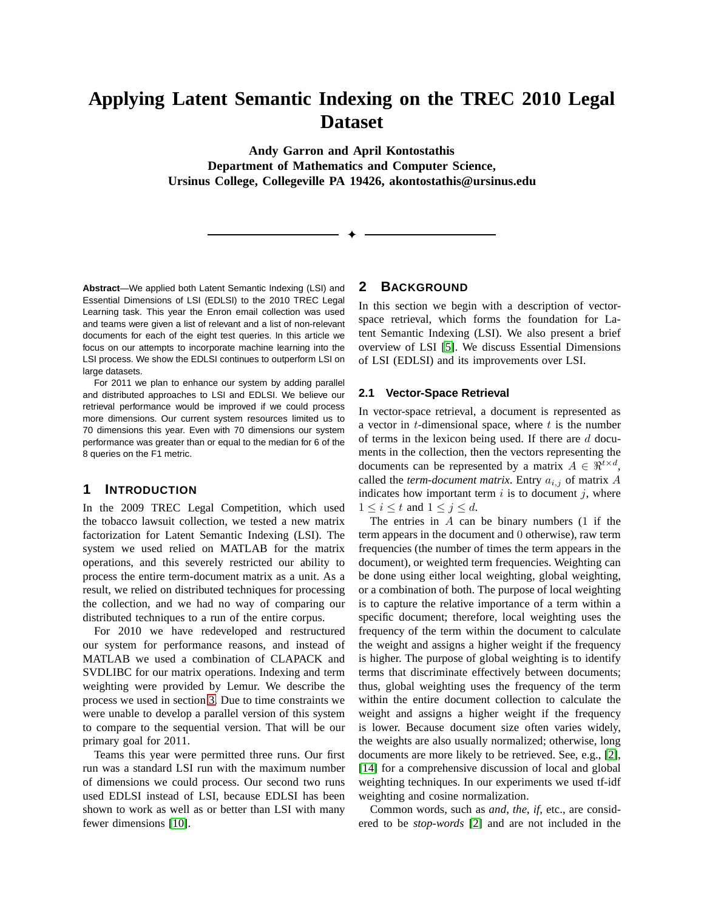# Applying Latent Semantic Indexing on the TREC 2010 Legal Dataset

**Andy Garron and April Kontostathis**
**Department of Mathematics and Computer Science,**
**Ursinus College, Collegeville PA 19426, akontostathis@ursinus.edu**

---

**Abstract**—We applied both Latent Semantic Indexing (LSI) and Essential Dimensions of LSI (EDLSI) to the 2010 TREC Legal Learning task. This year the Enron email collection was used and teams were given a list of relevant and a list of non-relevant documents for each of the eight test queries. In this article we focus on our attempts to incorporate machine learning into the LSI process. We show the EDLSI continues to outperform LSI on large datasets.

For 2011 we plan to enhance our system by adding parallel and distributed approaches to LSI and EDLSI. We believe our retrieval performance would be improved if we could process more dimensions. Our current system resources limited us to 70 dimensions this year. Even with 70 dimensions our system performance was greater than or equal to the median for 6 of the 8 queries on the F1 metric.

## 1 Introduction

In the 2009 TREC Legal Competition, which used the tobacco lawsuit collection, we tested a new matrix factorization for Latent Semantic Indexing (LSI). The system we used relied on MATLAB for the matrix operations, and this severely restricted our ability to process the entire term-document matrix as a unit. As a result, we relied on distributed techniques for processing the collection, and we had no way of comparing our distributed techniques to a run of the entire corpus.

For 2010 we have redeveloped and restructured our system for performance reasons, and instead of MATLAB we used a combination of CLAPACK and SVDLIBC for our matrix operations. Indexing and term weighting were provided by Lemur. We describe the process we used in section 3. Due to time constraints we were unable to develop a parallel version of this system to compare to the sequential version. That will be our primary goal for 2011.

Teams this year were permitted three runs. Our first run was a standard LSI run with the maximum number of dimensions we could process. Our second two runs used EDLSI instead of LSI, because EDLSI has been shown to work as well as or better than LSI with many fewer dimensions [10].

## 2 Background

In this section we begin with a description of vector-space retrieval, which forms the foundation for Latent Semantic Indexing (LSI). We also present a brief overview of LSI [5]. We discuss Essential Dimensions of LSI (EDLSI) and its improvements over LSI.

### 2.1 Vector-Space Retrieval

In vector-space retrieval, a document is represented as a vector in $t$-dimensional space, where $t$ is the number of terms in the lexicon being used. If there are $d$ documents in the collection, then the vectors representing the documents can be represented by a matrix $A \in \Re^{t \times d}$, called the *term-document matrix*. Entry $a_{i,j}$ of matrix $A$ indicates how important term $i$ is to document $j$, where $1 \leq i \leq t$ and $1 \leq j \leq d$.

The entries in $A$ can be binary numbers (1 if the term appears in the document and 0 otherwise), raw term frequencies (the number of times the term appears in the document), or weighted term frequencies. Weighting can be done using either local weighting, global weighting, or a combination of both. The purpose of local weighting is to capture the relative importance of a term within a specific document; therefore, local weighting uses the frequency of the term within the document to calculate the weight and assigns a higher weight if the frequency is higher. The purpose of global weighting is to identify terms that discriminate effectively between documents; thus, global weighting uses the frequency of the term within the entire document collection to calculate the weight and assigns a higher weight if the frequency is lower. Because document size often varies widely, the weights are also usually normalized; otherwise, long documents are more likely to be retrieved. See, e.g., [2], [14] for a comprehensive discussion of local and global weighting techniques. In our experiments we used tf-idf weighting and cosine normalization.

Common words, such as *and*, *the*, *if*, etc., are considered to be *stop-words* [2] and are not included in the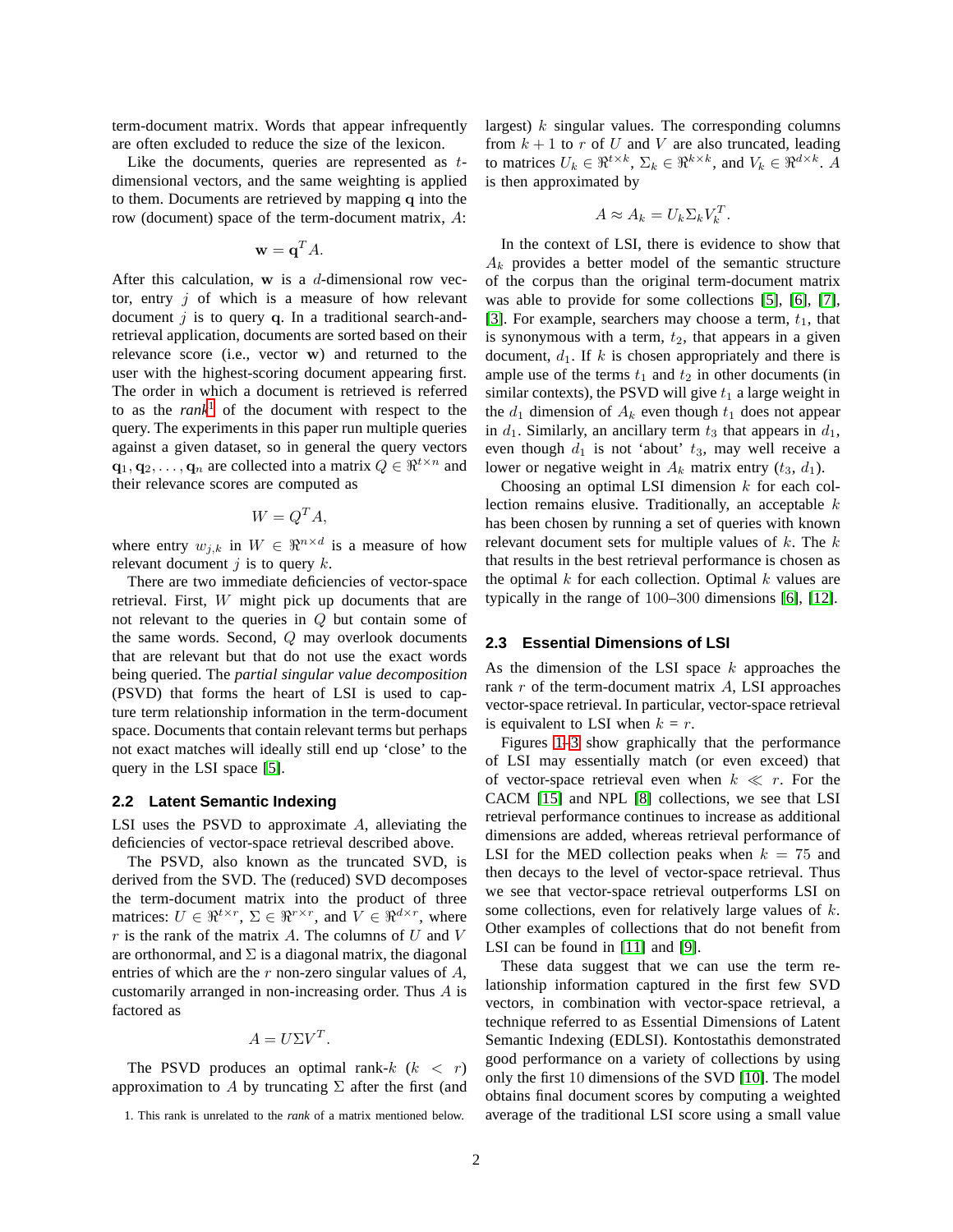term-document matrix. Words that appear infrequently are often excluded to reduce the size of the lexicon.

Like the documents, queries are represented as $t$-dimensional vectors, and the same weighting is applied to them. Documents are retrieved by mapping $\mathbf{q}$ into the row (document) space of the term-document matrix, $A$:

$$\mathbf{w} = \mathbf{q}^T A.$$

After this calculation, $\mathbf{w}$ is a $d$-dimensional row vector, entry $j$ of which is a measure of how relevant document $j$ is to query $\mathbf{q}$. In a traditional search-and-retrieval application, documents are sorted based on their relevance score (i.e., vector $\mathbf{w}$) and returned to the user with the highest-scoring document appearing first. The order in which a document is retrieved is referred to as the *rank*[1] of the document with respect to the query. The experiments in this paper run multiple queries against a given dataset, so in general the query vectors $\mathbf{q}_1, \mathbf{q}_2, \ldots, \mathbf{q}_n$ are collected into a matrix $Q \in \Re^{t \times n}$ and their relevance scores are computed as

$$W = Q^T A,$$

where entry $w_{j,k}$ in $W \in \Re^{n \times d}$ is a measure of how relevant document $j$ is to query $k$.

There are two immediate deficiencies of vector-space retrieval. First, $W$ might pick up documents that are not relevant to the queries in $Q$ but contain some of the same words. Second, $Q$ may overlook documents that are relevant but that do not use the exact words being queried. The *partial singular value decomposition* (PSVD) that forms the heart of LSI is used to capture term relationship information in the term-document space. Documents that contain relevant terms but perhaps not exact matches will ideally still end up 'close' to the query in the LSI space [5].

### 2.2 Latent Semantic Indexing

LSI uses the PSVD to approximate $A$, alleviating the deficiencies of vector-space retrieval described above.

The PSVD, also known as the truncated SVD, is derived from the SVD. The (reduced) SVD decomposes the term-document matrix into the product of three matrices: $U \in \Re^{t \times r}$, $\Sigma \in \Re^{r \times r}$, and $V \in \Re^{d \times r}$, where $r$ is the rank of the matrix $A$. The columns of $U$ and $V$ are orthonormal, and $\Sigma$ is a diagonal matrix, the diagonal entries of which are the $r$ non-zero singular values of $A$, customarily arranged in non-increasing order. Thus $A$ is factored as

$$A = U \Sigma V^T.$$

The PSVD produces an optimal rank-$k$ ($k < r$) approximation to $A$ by truncating $\Sigma$ after the first (and largest) $k$ singular values. The corresponding columns from $k+1$ to $r$ of $U$ and $V$ are also truncated, leading to matrices $U_k \in \Re^{t \times k}$, $\Sigma_k \in \Re^{k \times k}$, and $V_k \in \Re^{d \times k}$. $A$ is then approximated by

$$A \approx A_k = U_k \Sigma_k V_k^T.$$

In the context of LSI, there is evidence to show that $A_k$ provides a better model of the semantic structure of the corpus than the original term-document matrix was able to provide for some collections [5], [6], [7], [3]. For example, searchers may choose a term, $t_1$, that is synonymous with a term, $t_2$, that appears in a given document, $d_1$. If $k$ is chosen appropriately and there is ample use of the terms $t_1$ and $t_2$ in other documents (in similar contexts), the PSVD will give $t_1$ a large weight in the $d_1$ dimension of $A_k$ even though $t_1$ does not appear in $d_1$. Similarly, an ancillary term $t_3$ that appears in $d_1$, even though $d_1$ is not 'about' $t_3$, may well receive a lower or negative weight in $A_k$ matrix entry ($t_3$, $d_1$).

Choosing an optimal LSI dimension $k$ for each collection remains elusive. Traditionally, an acceptable $k$ has been chosen by running a set of queries with known relevant document sets for multiple values of $k$. The $k$ that results in the best retrieval performance is chosen as the optimal $k$ for each collection. Optimal $k$ values are typically in the range of 100–300 dimensions [6], [12].

### 2.3 Essential Dimensions of LSI

As the dimension of the LSI space $k$ approaches the rank $r$ of the term-document matrix $A$, LSI approaches vector-space retrieval. In particular, vector-space retrieval is equivalent to LSI when $k = r$.

Figures 1–3 show graphically that the performance of LSI may essentially match (or even exceed) that of vector-space retrieval even when $k \ll r$. For the CACM [15] and NPL [8] collections, we see that LSI retrieval performance continues to increase as additional dimensions are added, whereas retrieval performance of LSI for the MED collection peaks when $k = 75$ and then decays to the level of vector-space retrieval. Thus we see that vector-space retrieval outperforms LSI on some collections, even for relatively large values of $k$. Other examples of collections that do not benefit from LSI can be found in [11] and [9].

These data suggest that we can use the term relationship information captured in the first few SVD vectors, in combination with vector-space retrieval, a technique referred to as Essential Dimensions of Latent Semantic Indexing (EDLSI). Kontostathis demonstrated good performance on a variety of collections by using only the first 10 dimensions of the SVD [10]. The model obtains final document scores by computing a weighted average of the traditional LSI score using a small value

1. This rank is unrelated to the *rank* of a matrix mentioned below.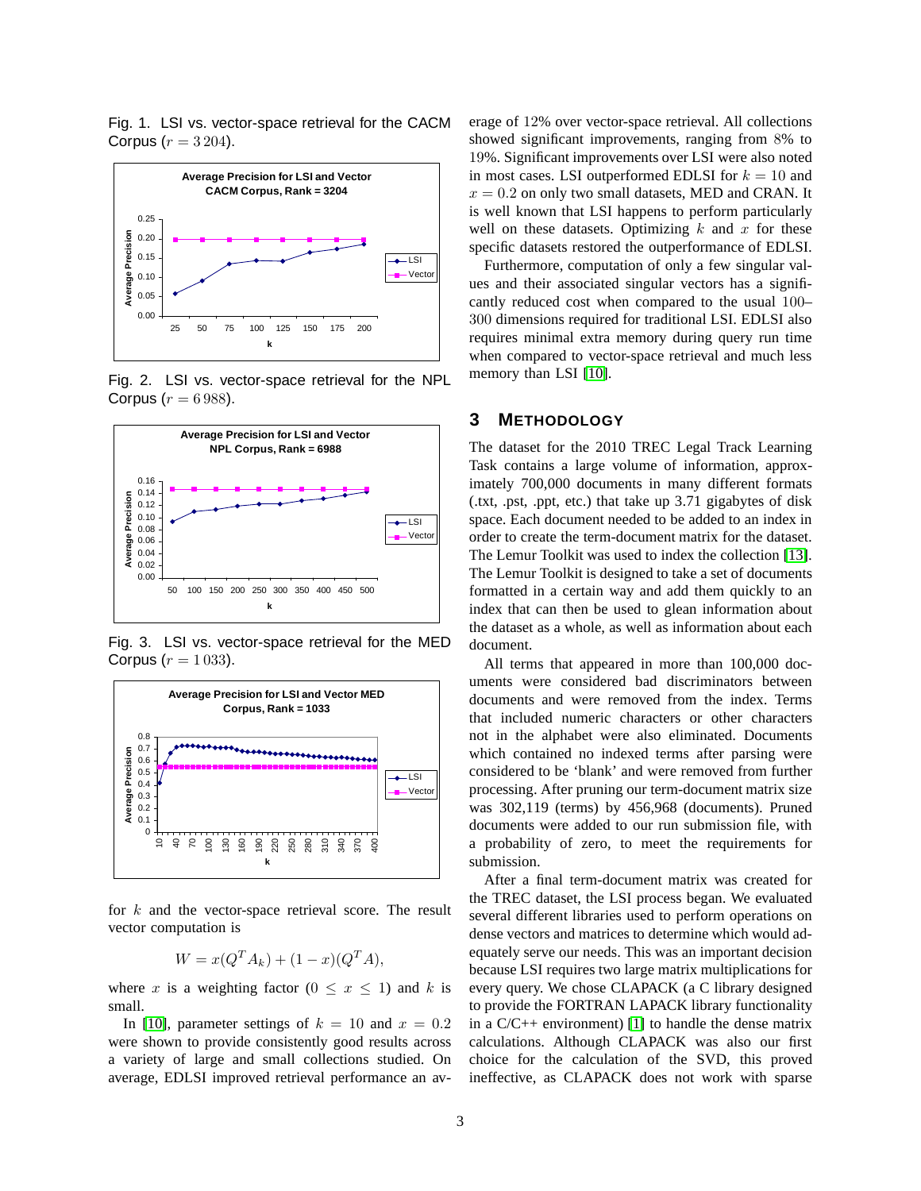Fig. 1. LSI vs. vector-space retrieval for the CACM Corpus ($r = 3\,204$).

Fig. 2. LSI vs. vector-space retrieval for the NPL Corpus ($r = 6\,988$).

Fig. 3. LSI vs. vector-space retrieval for the MED Corpus ($r = 1\,033$).

for $k$ and the vector-space retrieval score. The result vector computation is

$$W = x(Q^T A_k) + (1 - x)(Q^T A),$$

where $x$ is a weighting factor ($0 \leq x \leq 1$) and $k$ is small.

In [10], parameter settings of $k = 10$ and $x = 0.2$ were shown to provide consistently good results across a variety of large and small collections studied. On average, EDLSI improved retrieval performance an average of 12% over vector-space retrieval. All collections showed significant improvements, ranging from 8% to 19%. Significant improvements over LSI were also noted in most cases. LSI outperformed EDLSI for $k = 10$ and $x = 0.2$ on only two small datasets, MED and CRAN. It is well known that LSI happens to perform particularly well on these datasets. Optimizing $k$ and $x$ for these specific datasets restored the outperformance of EDLSI.

Furthermore, computation of only a few singular values and their associated singular vectors has a significantly reduced cost when compared to the usual 100–300 dimensions required for traditional LSI. EDLSI also requires minimal extra memory during query run time when compared to vector-space retrieval and much less memory than LSI [10].

## 3 Methodology

The dataset for the 2010 TREC Legal Track Learning Task contains a large volume of information, approximately 700,000 documents in many different formats (.txt, .pst, .ppt, etc.) that take up 3.71 gigabytes of disk space. Each document needed to be added to an index in order to create the term-document matrix for the dataset. The Lemur Toolkit was used to index the collection [13]. The Lemur Toolkit is designed to take a set of documents formatted in a certain way and add them quickly to an index that can then be used to glean information about the dataset as a whole, as well as information about each document.

All terms that appeared in more than 100,000 documents were considered bad discriminators between documents and were removed from the index. Terms that included numeric characters or other characters not in the alphabet were also eliminated. Documents which contained no indexed terms after parsing were considered to be 'blank' and were removed from further processing. After pruning our term-document matrix size was 302,119 (terms) by 456,968 (documents). Pruned documents were added to our run submission file, with a probability of zero, to meet the requirements for submission.

After a final term-document matrix was created for the TREC dataset, the LSI process began. We evaluated several different libraries used to perform operations on dense vectors and matrices to determine which would adequately serve our needs. This was an important decision because LSI requires two large matrix multiplications for every query. We chose CLAPACK (a C library designed to provide the FORTRAN LAPACK library functionality in a C/C++ environment) [1] to handle the dense matrix calculations. Although CLAPACK was also our first choice for the calculation of the SVD, this proved ineffective, as CLAPACK does not work with sparse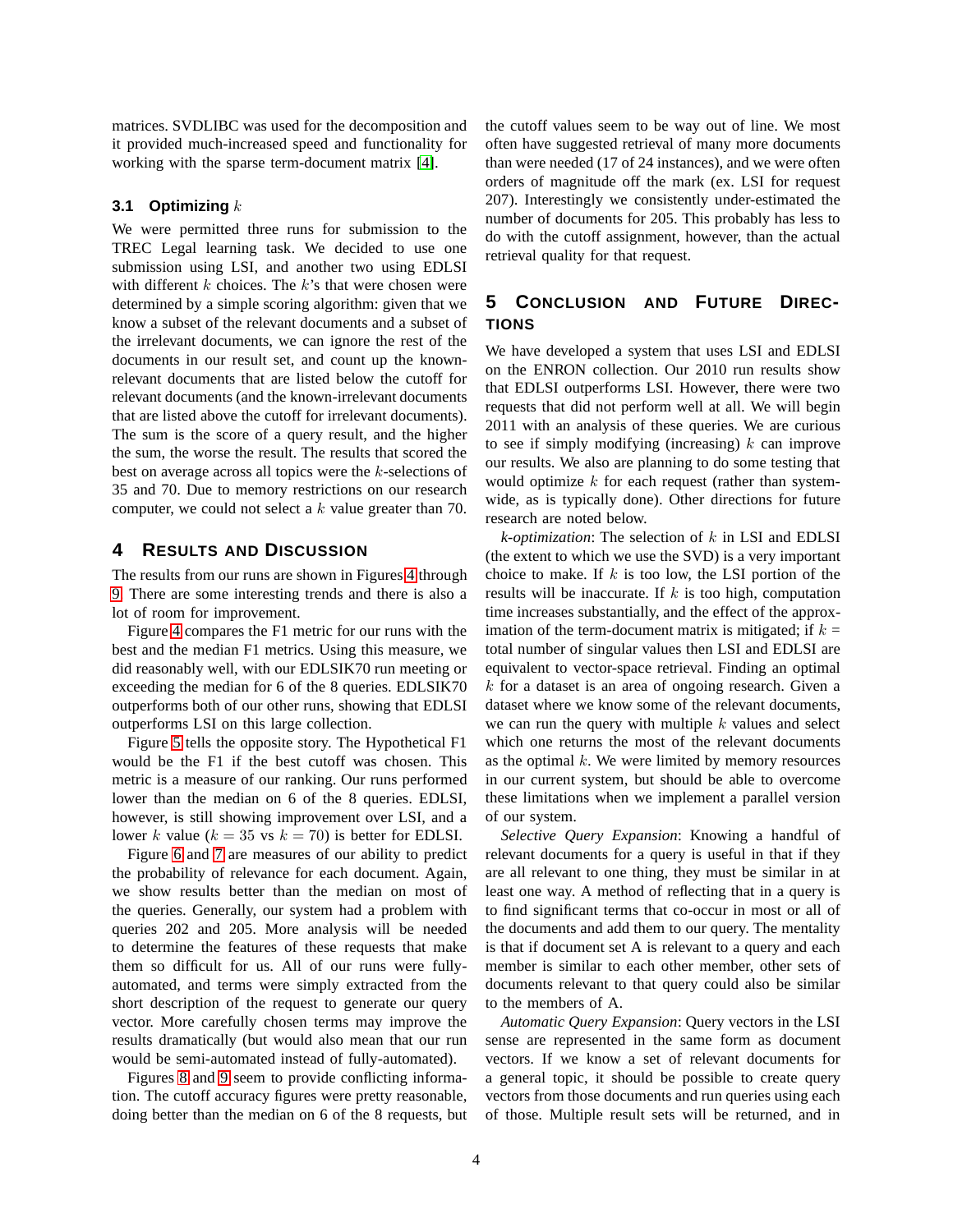matrices. SVDLIBC was used for the decomposition and it provided much-increased speed and functionality for working with the sparse term-document matrix [4].

### 3.1 Optimizing $k$

We were permitted three runs for submission to the TREC Legal learning task. We decided to use one submission using LSI, and another two using EDLSI with different $k$ choices. The $k$'s that were chosen were determined by a simple scoring algorithm: given that we know a subset of the relevant documents and a subset of the irrelevant documents, we can ignore the rest of the documents in our result set, and count up the known-relevant documents that are listed below the cutoff for relevant documents (and the known-irrelevant documents that are listed above the cutoff for irrelevant documents). The sum is the score of a query result, and the higher the sum, the worse the result. The results that scored the best on average across all topics were the $k$-selections of 35 and 70. Due to memory restrictions on our research computer, we could not select a $k$ value greater than 70.

## 4 Results and Discussion

The results from our runs are shown in Figures 4 through 9. There are some interesting trends and there is also a lot of room for improvement.

Figure 4 compares the F1 metric for our runs with the best and the median F1 metrics. Using this measure, we did reasonably well, with our EDLSIK70 run meeting or exceeding the median for 6 of the 8 queries. EDLSIK70 outperforms both of our other runs, showing that EDLSI outperforms LSI on this large collection.

Figure 5 tells the opposite story. The Hypothetical F1 would be the F1 if the best cutoff was chosen. This metric is a measure of our ranking. Our runs performed lower than the median on 6 of the 8 queries. EDLSI, however, is still showing improvement over LSI, and a lower $k$ value ($k = 35$ vs $k = 70$) is better for EDLSI.

Figure 6 and 7 are measures of our ability to predict the probability of relevance for each document. Again, we show results better than the median on most of the queries. Generally, our system had a problem with queries 202 and 205. More analysis will be needed to determine the features of these requests that make them so difficult for us. All of our runs were fully-automated, and terms were simply extracted from the short description of the request to generate our query vector. More carefully chosen terms may improve the results dramatically (but that would also mean that our run would be semi-automated instead of fully-automated).

Figures 8 and 9 seem to provide conflicting information. The cutoff accuracy figures were pretty reasonable, doing better than the median on 6 of the 8 requests, but the cutoff values seem to be way out of line. We most often have suggested retrieval of many more documents than were needed (17 of 24 instances), and we were often orders of magnitude off the mark (ex. LSI for request 207). Interestingly we consistently under-estimated the number of documents for 205. This probably has less to do with the cutoff assignment, however, than the actual retrieval quality for that request.

## 5 Conclusion and Future Directions

We have developed a system that uses LSI and EDLSI on the ENRON collection. Our 2010 run results show that EDLSI outperforms LSI. However, there were two requests that did not perform well at all. We will begin 2011 with an analysis of these queries. We are curious to see if simply modifying (increasing) $k$ can improve our results. We also are planning to do some testing that would optimize $k$ for each request (rather than system-wide, as is typically done). Other directions for future research are noted below.

*k-optimization*: The selection of $k$ in LSI and EDLSI (the extent to which we use the SVD) is a very important choice to make. If $k$ is too low, the LSI portion of the results will be inaccurate. If $k$ is too high, computation time increases substantially, and the effect of the approximation of the term-document matrix is mitigated; if $k$ = total number of singular values then LSI and EDLSI are equivalent to vector-space retrieval. Finding an optimal $k$ for a dataset is an area of ongoing research. Given a dataset where we know some of the relevant documents, we can run the query with multiple $k$ values and select which one returns the most of the relevant documents as the optimal $k$. We were limited by memory resources in our current system, but should be able to overcome these limitations when we implement a parallel version of our system.

*Selective Query Expansion*: Knowing a handful of relevant documents for a query is useful in that if they are all relevant to one thing, they must be similar in at least one way. A method of reflecting that in a query is to find significant terms that co-occur in most or all of the documents and add them to our query. The mentality is that if document set A is relevant to a query and each member is similar to each other member, other sets of documents relevant to that query could also be similar to the members of A.

*Automatic Query Expansion*: Query vectors in the LSI sense are represented in the same form as document vectors. If we know a set of relevant documents for a general topic, it should be possible to create query vectors from those documents and run queries using each of those. Multiple result sets will be returned, and in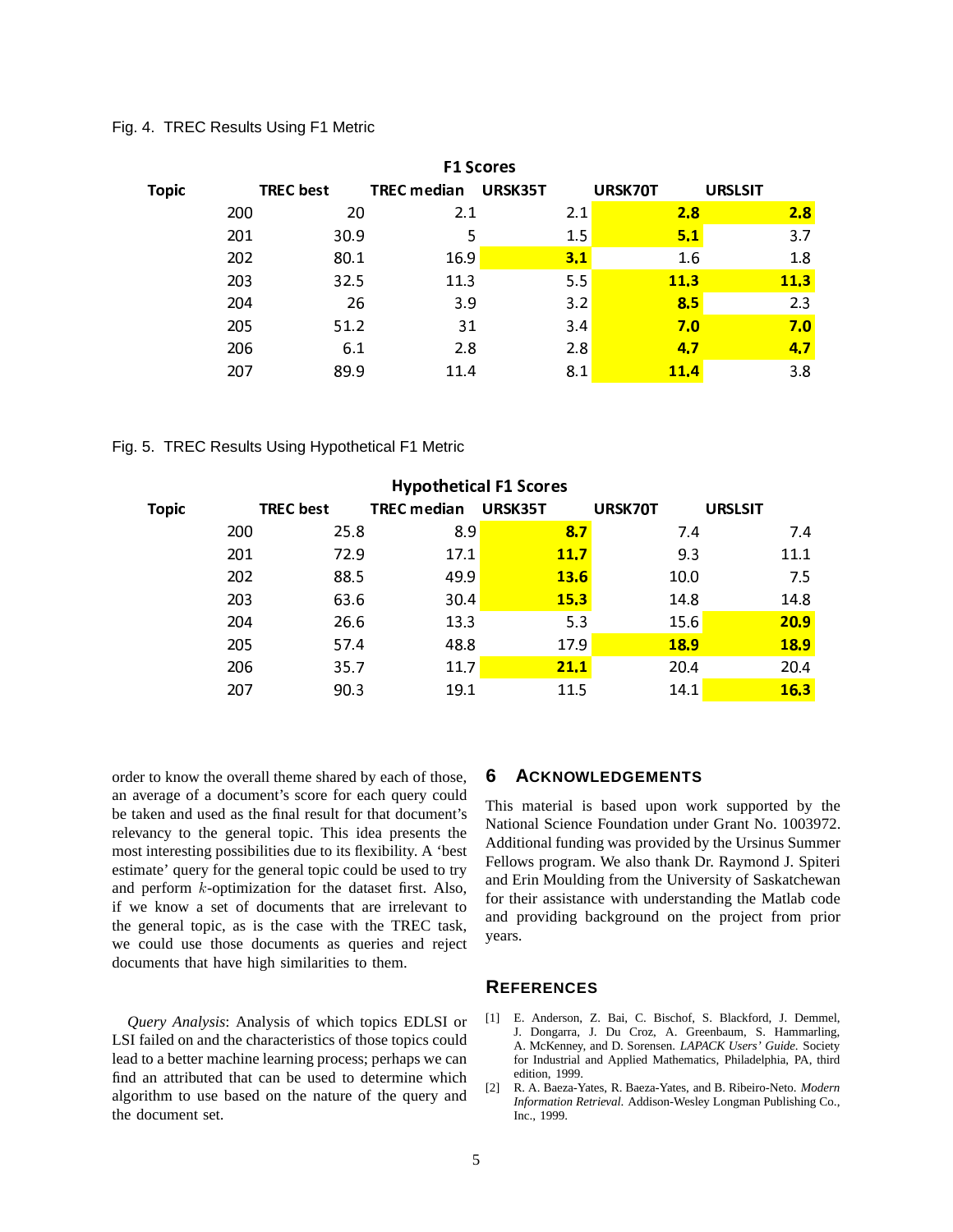Fig. 4. TREC Results Using F1 Metric

| Topic | TREC best | TREC median | URSK35T | URSK70T | URSLSIT |
|---|---|---|---|---|---|
| | F1 Scores | | | | |
| 200 | 20 | 2.1 | 2.1 | **2.8** | **2.8** |
| 201 | 30.9 | 5 | 1.5 | **5.1** | 3.7 |
| 202 | 80.1 | 16.9 | **3.1** | 1.6 | 1.8 |
| 203 | 32.5 | 11.3 | 5.5 | **11.3** | **11.3** |
| 204 | 26 | 3.9 | 3.2 | **8.5** | 2.3 |
| 205 | 51.2 | 31 | 3.4 | **7.0** | **7.0** |
| 206 | 6.1 | 2.8 | 2.8 | **4.7** | **4.7** |
| 207 | 89.9 | 11.4 | 8.1 | **11.4** | 3.8 |

Fig. 5. TREC Results Using Hypothetical F1 Metric

| Topic | TREC best | TREC median | URSK35T | URSK70T | URSLSIT |
|---|---|---|---|---|---|
| | Hypothetical F1 Scores | | | | |
| 200 | 25.8 | 8.9 | **8.7** | 7.4 | 7.4 |
| 201 | 72.9 | 17.1 | **11.7** | 9.3 | 11.1 |
| 202 | 88.5 | 49.9 | **13.6** | 10.0 | 7.5 |
| 203 | 63.6 | 30.4 | **15.3** | 14.8 | 14.8 |
| 204 | 26.6 | 13.3 | 5.3 | 15.6 | **20.9** |
| 205 | 57.4 | 48.8 | 17.9 | **18.9** | **18.9** |
| 206 | 35.7 | 11.7 | **21.1** | 20.4 | 20.4 |
| 207 | 90.3 | 19.1 | 11.5 | 14.1 | **16.3** |

order to know the overall theme shared by each of those, an average of a document's score for each query could be taken and used as the final result for that document's relevancy to the general topic. This idea presents the most interesting possibilities due to its flexibility. A 'best estimate' query for the general topic could be used to try and perform $k$-optimization for the dataset first. Also, if we know a set of documents that are irrelevant to the general topic, as is the case with the TREC task, we could use those documents as queries and reject documents that have high similarities to them.

*Query Analysis*: Analysis of which topics EDLSI or LSI failed on and the characteristics of those topics could lead to a better machine learning process; perhaps we can find an attributed that can be used to determine which algorithm to use based on the nature of the query and the document set.

## 6 Acknowledgements

This material is based upon work supported by the National Science Foundation under Grant No. 1003972. Additional funding was provided by the Ursinus Summer Fellows program. We also thank Dr. Raymond J. Spiteri and Erin Moulding from the University of Saskatchewan for their assistance with understanding the Matlab code and providing background on the project from prior years.

## References

[1] E. Anderson, Z. Bai, C. Bischof, S. Blackford, J. Demmel, J. Dongarra, J. Du Croz, A. Greenbaum, S. Hammarling, A. McKenney, and D. Sorensen. *LAPACK Users' Guide*. Society for Industrial and Applied Mathematics, Philadelphia, PA, third edition, 1999.

[2] R. A. Baeza-Yates, R. Baeza-Yates, and B. Ribeiro-Neto. *Modern Information Retrieval*. Addison-Wesley Longman Publishing Co., Inc., 1999.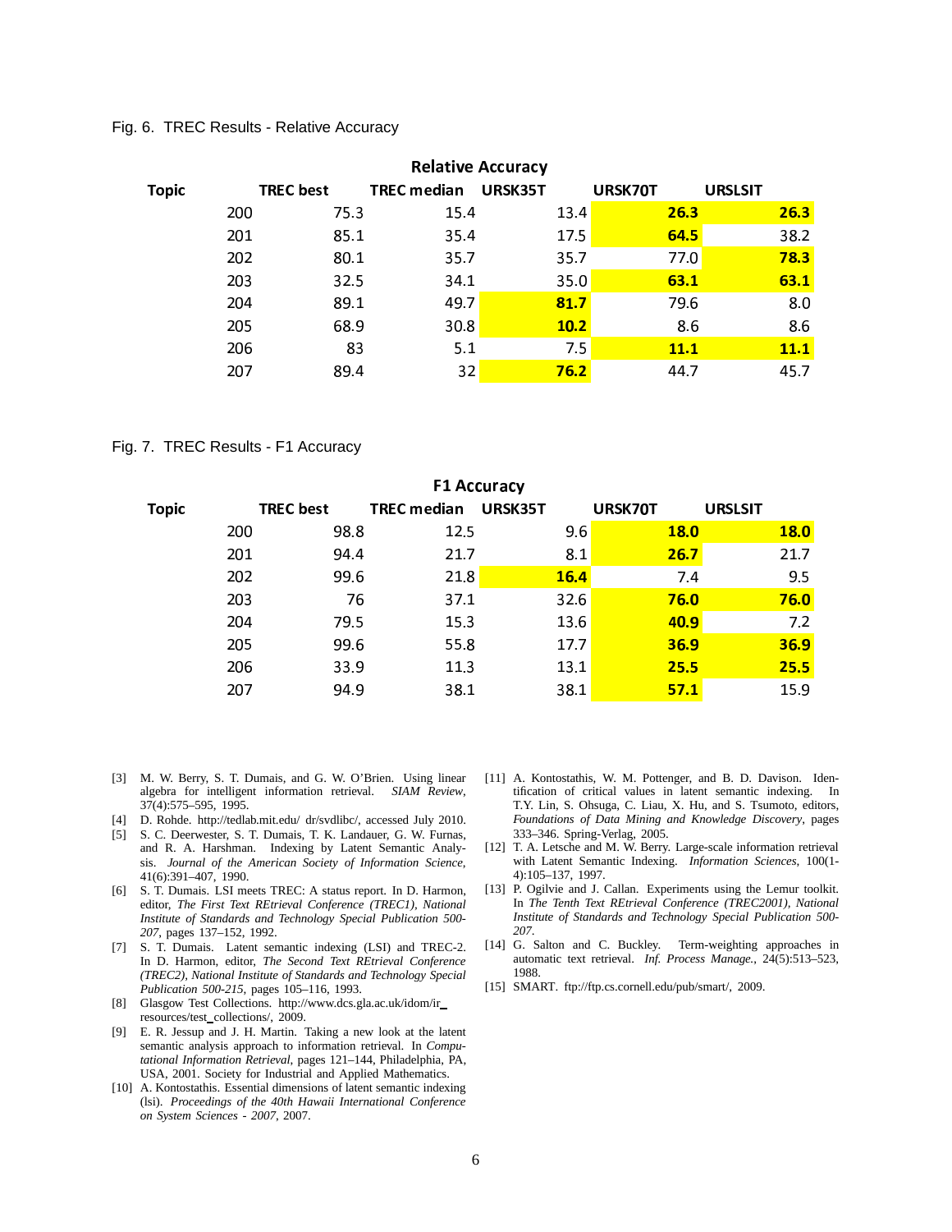Fig. 6. TREC Results - Relative Accuracy

| Relative Accuracy | | | | | |
|---|---|---|---|---|---|
| Topic | TREC best | TREC median | URSK35T | URSK70T | URSLSIT |
| 200 | 75.3 | 15.4 | 13.4 | **26.3** | **26.3** |
| 201 | 85.1 | 35.4 | 17.5 | **64.5** | 38.2 |
| 202 | 80.1 | 35.7 | 35.7 | 77.0 | **78.3** |
| 203 | 32.5 | 34.1 | 35.0 | **63.1** | **63.1** |
| 204 | 89.1 | 49.7 | **81.7** | 79.6 | 8.0 |
| 205 | 68.9 | 30.8 | **10.2** | 8.6 | 8.6 |
| 206 | 83 | 5.1 | 7.5 | **11.1** | **11.1** |
| 207 | 89.4 | 32 | **76.2** | 44.7 | 45.7 |

Fig. 7. TREC Results - F1 Accuracy

| F1 Accuracy | | | | | |
|---|---|---|---|---|---|
| Topic | TREC best | TREC median | URSK35T | URSK70T | URSLSIT |
| 200 | 98.8 | 12.5 | 9.6 | **18.0** | **18.0** |
| 201 | 94.4 | 21.7 | 8.1 | **26.7** | 21.7 |
| 202 | 99.6 | 21.8 | **16.4** | 7.4 | 9.5 |
| 203 | 76 | 37.1 | 32.6 | **76.0** | **76.0** |
| 204 | 79.5 | 15.3 | 13.6 | **40.9** | 7.2 |
| 205 | 99.6 | 55.8 | 17.7 | **36.9** | **36.9** |
| 206 | 33.9 | 11.3 | 13.1 | **25.5** | **25.5** |
| 207 | 94.9 | 38.1 | 38.1 | **57.1** | 15.9 |

[3] M. W. Berry, S. T. Dumais, and G. W. O'Brien. Using linear algebra for intelligent information retrieval. *SIAM Review*, 37(4):575–595, 1995.

[4] D. Rohde. http://tedlab.mit.edu/ dr/svdlibc/, accessed July 2010.

[5] S. C. Deerwester, S. T. Dumais, T. K. Landauer, G. W. Furnas, and R. A. Harshman. Indexing by Latent Semantic Analysis. *Journal of the American Society of Information Science*, 41(6):391–407, 1990.

[6] S. T. Dumais. LSI meets TREC: A status report. In D. Harmon, editor, *The First Text REtrieval Conference (TREC1), National Institute of Standards and Technology Special Publication 500-207*, pages 137–152, 1992.

[7] S. T. Dumais. Latent semantic indexing (LSI) and TREC-2. In D. Harmon, editor, *The Second Text REtrieval Conference (TREC2), National Institute of Standards and Technology Special Publication 500-215*, pages 105–116, 1993.

[8] Glasgow Test Collections. http://www.dcs.gla.ac.uk/idom/ir_resources/test_collections/, 2009.

[9] E. R. Jessup and J. H. Martin. Taking a new look at the latent semantic analysis approach to information retrieval. In *Computational Information Retrieval*, pages 121–144, Philadelphia, PA, USA, 2001. Society for Industrial and Applied Mathematics.

[10] A. Kontostathis. Essential dimensions of latent semantic indexing (lsi). *Proceedings of the 40th Hawaii International Conference on System Sciences - 2007*, 2007.

[11] A. Kontostathis, W. M. Pottenger, and B. D. Davison. Identification of critical values in latent semantic indexing. In T.Y. Lin, S. Ohsuga, C. Liau, X. Hu, and S. Tsumoto, editors, *Foundations of Data Mining and Knowledge Discovery*, pages 333–346. Spring-Verlag, 2005.

[12] T. A. Letsche and M. W. Berry. Large-scale information retrieval with Latent Semantic Indexing. *Information Sciences*, 100(1-4):105–137, 1997.

[13] P. Ogilvie and J. Callan. Experiments using the Lemur toolkit. In *The Tenth Text REtrieval Conference (TREC2001), National Institute of Standards and Technology Special Publication 500-207*.

[14] G. Salton and C. Buckley. Term-weighting approaches in automatic text retrieval. *Inf. Process Manage.*, 24(5):513–523, 1988.

[15] SMART. ftp://ftp.cs.cornell.edu/pub/smart/, 2009.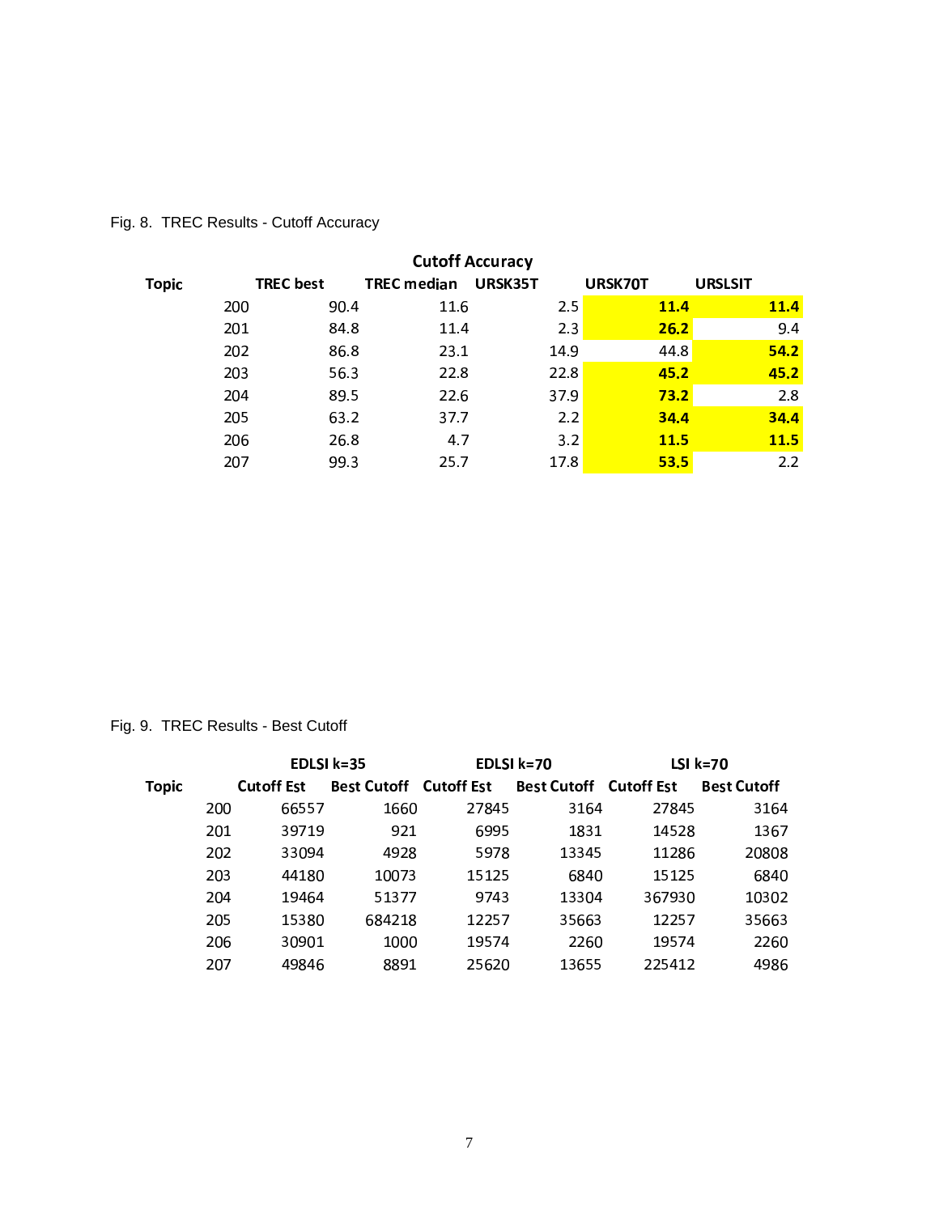Fig. 8. TREC Results - Cutoff Accuracy

| | Cutoff Accuracy | | | | |
|---|---|---|---|---|---|
| **Topic** | **TREC best** | **TREC median** | **URSK35T** | **URSK70T** | **URSLSIT** |
| 200 | 90.4 | 11.6 | 2.5 | **11.4** | **11.4** |
| 201 | 84.8 | 11.4 | 2.3 | **26.2** | 9.4 |
| 202 | 86.8 | 23.1 | 14.9 | 44.8 | **54.2** |
| 203 | 56.3 | 22.8 | 22.8 | **45.2** | **45.2** |
| 204 | 89.5 | 22.6 | 37.9 | **73.2** | 2.8 |
| 205 | 63.2 | 37.7 | 2.2 | **34.4** | **34.4** |
| 206 | 26.8 | 4.7 | 3.2 | **11.5** | **11.5** |
| 207 | 99.3 | 25.7 | 17.8 | **53.5** | 2.2 |

Fig. 9. TREC Results - Best Cutoff

| | EDLSI k=35 | | EDLSI k=70 | | LSI k=70 | |
|---|---|---|---|---|---|---|
| **Topic** | **Cutoff Est** | **Best Cutoff** | **Cutoff Est** | **Best Cutoff** | **Cutoff Est** | **Best Cutoff** |
| 200 | 66557 | 1660 | 27845 | 3164 | 27845 | 3164 |
| 201 | 39719 | 921 | 6995 | 1831 | 14528 | 1367 |
| 202 | 33094 | 4928 | 5978 | 13345 | 11286 | 20808 |
| 203 | 44180 | 10073 | 15125 | 6840 | 15125 | 6840 |
| 204 | 19464 | 51377 | 9743 | 13304 | 367930 | 10302 |
| 205 | 15380 | 684218 | 12257 | 35663 | 12257 | 35663 |
| 206 | 30901 | 1000 | 19574 | 2260 | 19574 | 2260 |
| 207 | 49846 | 8891 | 25620 | 13655 | 225412 | 4986 |